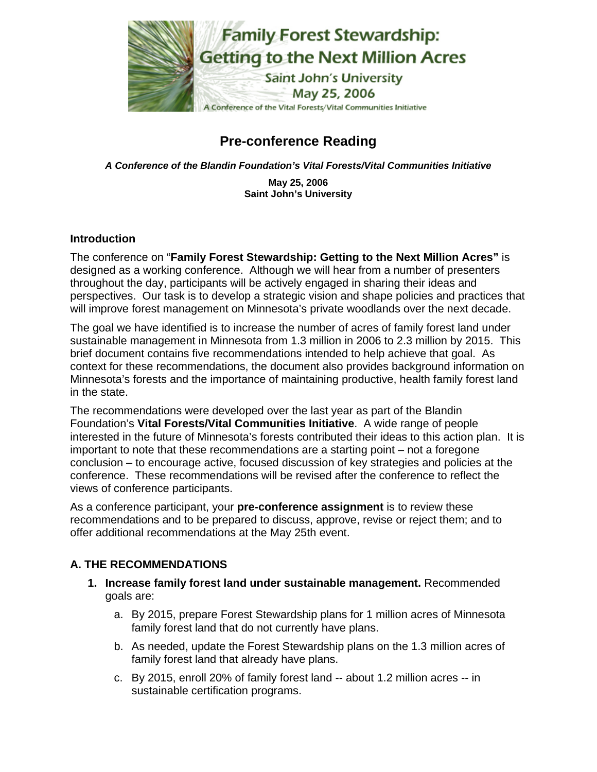Family Forest Stewardship: Getting to the Next Million Acres

Saint John's University

May 25, 2006

A Conference of the Vital Forests/Vital Communities Initiative

# Pre-conference Reading

***A Conference of the Blandin Foundation's Vital Forests/Vital Communities Initiative***

**May 25, 2006**
**Saint John's University**

## Introduction

The conference on "**Family Forest Stewardship: Getting to the Next Million Acres"** is designed as a working conference. Although we will hear from a number of presenters throughout the day, participants will be actively engaged in sharing their ideas and perspectives. Our task is to develop a strategic vision and shape policies and practices that will improve forest management on Minnesota's private woodlands over the next decade.

The goal we have identified is to increase the number of acres of family forest land under sustainable management in Minnesota from 1.3 million in 2006 to 2.3 million by 2015. This brief document contains five recommendations intended to help achieve that goal. As context for these recommendations, the document also provides background information on Minnesota's forests and the importance of maintaining productive, health family forest land in the state.

The recommendations were developed over the last year as part of the Blandin Foundation's **Vital Forests/Vital Communities Initiative**. A wide range of people interested in the future of Minnesota's forests contributed their ideas to this action plan. It is important to note that these recommendations are a starting point – not a foregone conclusion – to encourage active, focused discussion of key strategies and policies at the conference. These recommendations will be revised after the conference to reflect the views of conference participants.

As a conference participant, your **pre-conference assignment** is to review these recommendations and to be prepared to discuss, approve, revise or reject them; and to offer additional recommendations at the May 25th event.

## A. THE RECOMMENDATIONS

1. **Increase family forest land under sustainable management.** Recommended goals are:
    a. By 2015, prepare Forest Stewardship plans for 1 million acres of Minnesota family forest land that do not currently have plans.
    b. As needed, update the Forest Stewardship plans on the 1.3 million acres of family forest land that already have plans.
    c. By 2015, enroll 20% of family forest land -- about 1.2 million acres -- in sustainable certification programs.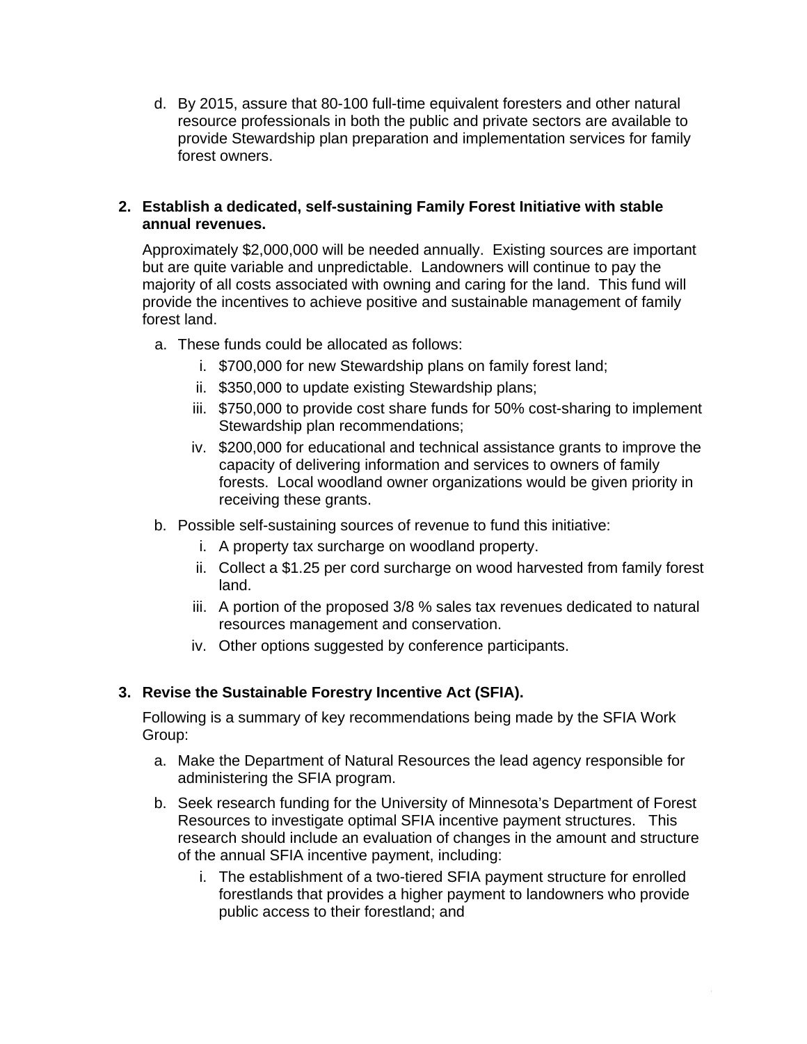d. By 2015, assure that 80-100 full-time equivalent foresters and other natural resource professionals in both the public and private sectors are available to provide Stewardship plan preparation and implementation services for family forest owners.

2. **Establish a dedicated, self-sustaining Family Forest Initiative with stable annual revenues.**

   Approximately $2,000,000 will be needed annually. Existing sources are important but are quite variable and unpredictable. Landowners will continue to pay the majority of all costs associated with owning and caring for the land. This fund will provide the incentives to achieve positive and sustainable management of family forest land.

   a. These funds could be allocated as follows:
      i. $700,000 for new Stewardship plans on family forest land;
      ii. $350,000 to update existing Stewardship plans;
      iii. $750,000 to provide cost share funds for 50% cost-sharing to implement Stewardship plan recommendations;
      iv. $200,000 for educational and technical assistance grants to improve the capacity of delivering information and services to owners of family forests. Local woodland owner organizations would be given priority in receiving these grants.

   b. Possible self-sustaining sources of revenue to fund this initiative:
      i. A property tax surcharge on woodland property.
      ii. Collect a $1.25 per cord surcharge on wood harvested from family forest land.
      iii. A portion of the proposed 3/8 % sales tax revenues dedicated to natural resources management and conservation.
      iv. Other options suggested by conference participants.

3. **Revise the Sustainable Forestry Incentive Act (SFIA).**

   Following is a summary of key recommendations being made by the SFIA Work Group:

   a. Make the Department of Natural Resources the lead agency responsible for administering the SFIA program.

   b. Seek research funding for the University of Minnesota's Department of Forest Resources to investigate optimal SFIA incentive payment structures. This research should include an evaluation of changes in the amount and structure of the annual SFIA incentive payment, including:
      i. The establishment of a two-tiered SFIA payment structure for enrolled forestlands that provides a higher payment to landowners who provide public access to their forestland; and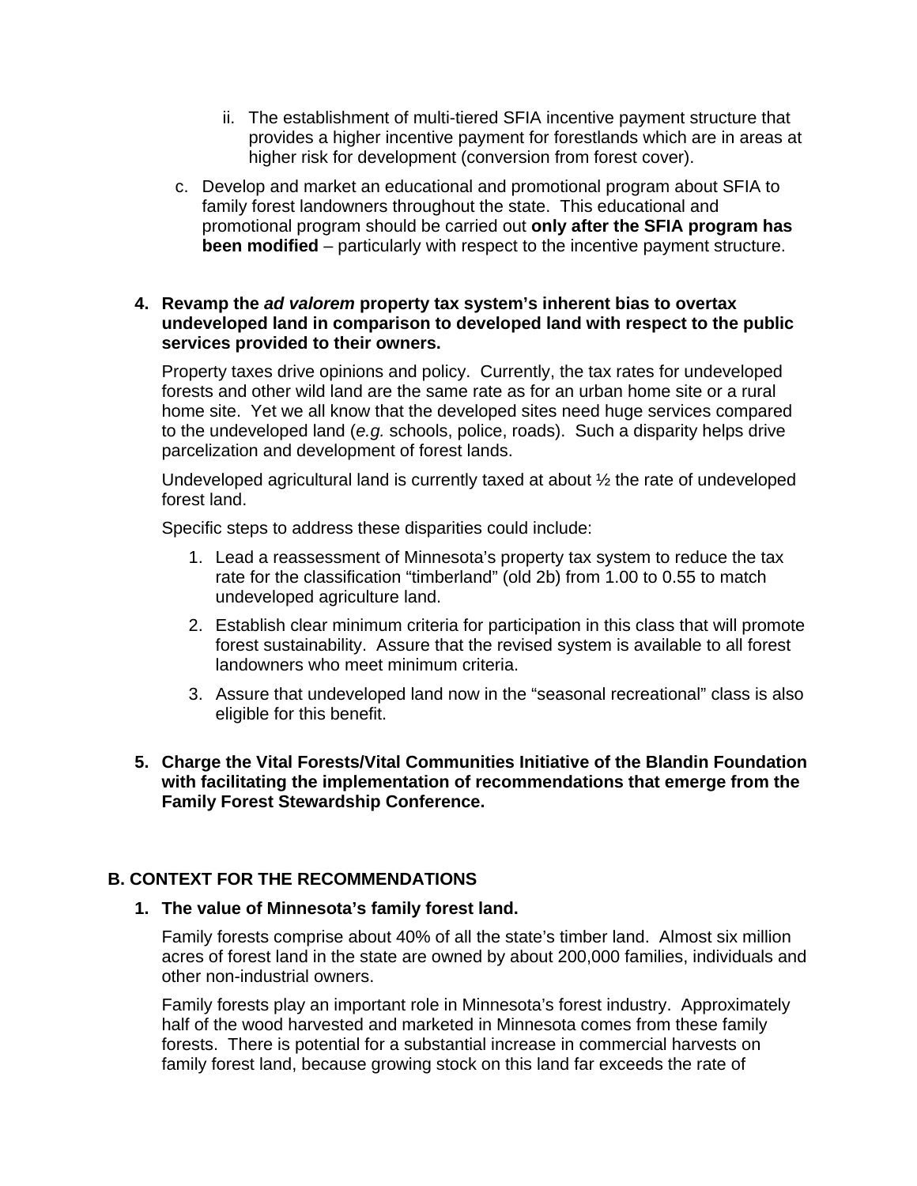ii. The establishment of multi-tiered SFIA incentive payment structure that provides a higher incentive payment for forestlands which are in areas at higher risk for development (conversion from forest cover).

c. Develop and market an educational and promotional program about SFIA to family forest landowners throughout the state. This educational and promotional program should be carried out **only after the SFIA program has been modified** – particularly with respect to the incentive payment structure.

4. **Revamp the *ad valorem* property tax system's inherent bias to overtax undeveloped land in comparison to developed land with respect to the public services provided to their owners.**

   Property taxes drive opinions and policy. Currently, the tax rates for undeveloped forests and other wild land are the same rate as for an urban home site or a rural home site. Yet we all know that the developed sites need huge services compared to the undeveloped land (*e.g.* schools, police, roads). Such a disparity helps drive parcelization and development of forest lands.

   Undeveloped agricultural land is currently taxed at about ½ the rate of undeveloped forest land.

   Specific steps to address these disparities could include:

   1. Lead a reassessment of Minnesota's property tax system to reduce the tax rate for the classification "timberland" (old 2b) from 1.00 to 0.55 to match undeveloped agriculture land.
   2. Establish clear minimum criteria for participation in this class that will promote forest sustainability. Assure that the revised system is available to all forest landowners who meet minimum criteria.
   3. Assure that undeveloped land now in the "seasonal recreational" class is also eligible for this benefit.

5. **Charge the Vital Forests/Vital Communities Initiative of the Blandin Foundation with facilitating the implementation of recommendations that emerge from the Family Forest Stewardship Conference.**

## B. CONTEXT FOR THE RECOMMENDATIONS

1. **The value of Minnesota's family forest land.**

   Family forests comprise about 40% of all the state's timber land. Almost six million acres of forest land in the state are owned by about 200,000 families, individuals and other non-industrial owners.

   Family forests play an important role in Minnesota's forest industry. Approximately half of the wood harvested and marketed in Minnesota comes from these family forests. There is potential for a substantial increase in commercial harvests on family forest land, because growing stock on this land far exceeds the rate of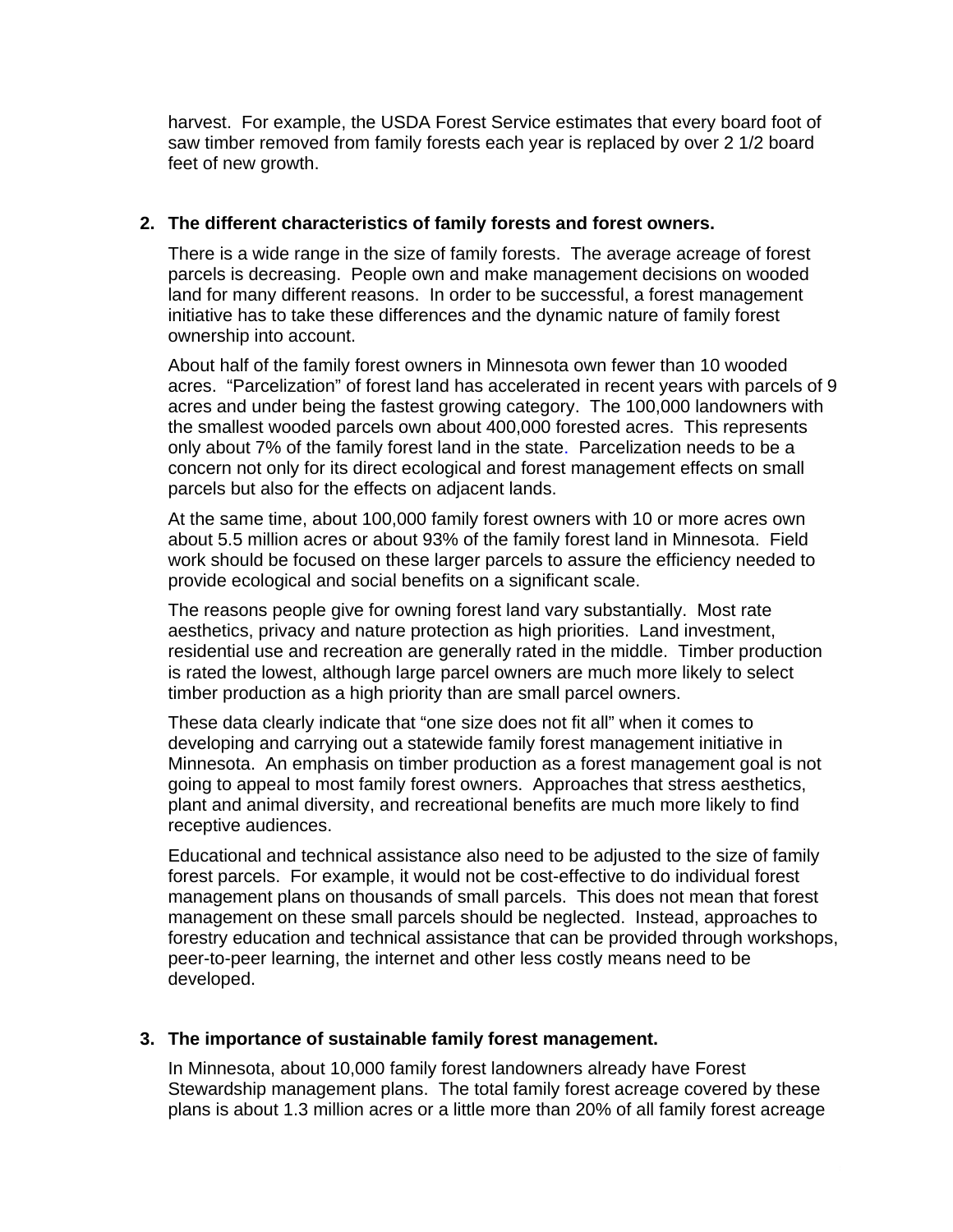harvest. For example, the USDA Forest Service estimates that every board foot of saw timber removed from family forests each year is replaced by over 2 1/2 board feet of new growth.

2. **The different characteristics of family forests and forest owners.**

   There is a wide range in the size of family forests. The average acreage of forest parcels is decreasing. People own and make management decisions on wooded land for many different reasons. In order to be successful, a forest management initiative has to take these differences and the dynamic nature of family forest ownership into account.

   About half of the family forest owners in Minnesota own fewer than 10 wooded acres. "Parcelization" of forest land has accelerated in recent years with parcels of 9 acres and under being the fastest growing category. The 100,000 landowners with the smallest wooded parcels own about 400,000 forested acres. This represents only about 7% of the family forest land in the state. Parcelization needs to be a concern not only for its direct ecological and forest management effects on small parcels but also for the effects on adjacent lands.

   At the same time, about 100,000 family forest owners with 10 or more acres own about 5.5 million acres or about 93% of the family forest land in Minnesota. Field work should be focused on these larger parcels to assure the efficiency needed to provide ecological and social benefits on a significant scale.

   The reasons people give for owning forest land vary substantially. Most rate aesthetics, privacy and nature protection as high priorities. Land investment, residential use and recreation are generally rated in the middle. Timber production is rated the lowest, although large parcel owners are much more likely to select timber production as a high priority than are small parcel owners.

   These data clearly indicate that "one size does not fit all" when it comes to developing and carrying out a statewide family forest management initiative in Minnesota. An emphasis on timber production as a forest management goal is not going to appeal to most family forest owners. Approaches that stress aesthetics, plant and animal diversity, and recreational benefits are much more likely to find receptive audiences.

   Educational and technical assistance also need to be adjusted to the size of family forest parcels. For example, it would not be cost-effective to do individual forest management plans on thousands of small parcels. This does not mean that forest management on these small parcels should be neglected. Instead, approaches to forestry education and technical assistance that can be provided through workshops, peer-to-peer learning, the internet and other less costly means need to be developed.

3. **The importance of sustainable family forest management.**

   In Minnesota, about 10,000 family forest landowners already have Forest Stewardship management plans. The total family forest acreage covered by these plans is about 1.3 million acres or a little more than 20% of all family forest acreage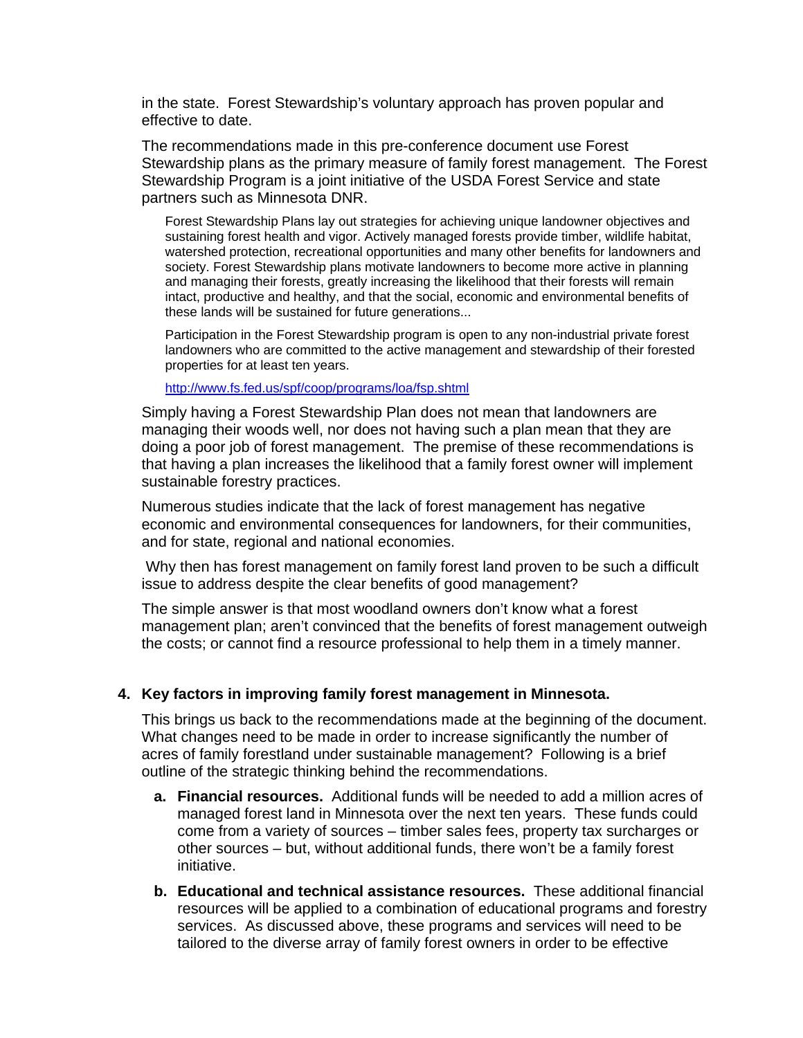in the state. Forest Stewardship's voluntary approach has proven popular and effective to date.

The recommendations made in this pre-conference document use Forest Stewardship plans as the primary measure of family forest management. The Forest Stewardship Program is a joint initiative of the USDA Forest Service and state partners such as Minnesota DNR.

> Forest Stewardship Plans lay out strategies for achieving unique landowner objectives and sustaining forest health and vigor. Actively managed forests provide timber, wildlife habitat, watershed protection, recreational opportunities and many other benefits for landowners and society. Forest Stewardship plans motivate landowners to become more active in planning and managing their forests, greatly increasing the likelihood that their forests will remain intact, productive and healthy, and that the social, economic and environmental benefits of these lands will be sustained for future generations...
>
> Participation in the Forest Stewardship program is open to any non-industrial private forest landowners who are committed to the active management and stewardship of their forested properties for at least ten years.
>
> http://www.fs.fed.us/spf/coop/programs/loa/fsp.shtml

Simply having a Forest Stewardship Plan does not mean that landowners are managing their woods well, nor does not having such a plan mean that they are doing a poor job of forest management. The premise of these recommendations is that having a plan increases the likelihood that a family forest owner will implement sustainable forestry practices.

Numerous studies indicate that the lack of forest management has negative economic and environmental consequences for landowners, for their communities, and for state, regional and national economies.

Why then has forest management on family forest land proven to be such a difficult issue to address despite the clear benefits of good management?

The simple answer is that most woodland owners don't know what a forest management plan; aren't convinced that the benefits of forest management outweigh the costs; or cannot find a resource professional to help them in a timely manner.

**4. Key factors in improving family forest management in Minnesota.**

This brings us back to the recommendations made at the beginning of the document. What changes need to be made in order to increase significantly the number of acres of family forestland under sustainable management? Following is a brief outline of the strategic thinking behind the recommendations.

a. **Financial resources.** Additional funds will be needed to add a million acres of managed forest land in Minnesota over the next ten years. These funds could come from a variety of sources – timber sales fees, property tax surcharges or other sources – but, without additional funds, there won't be a family forest initiative.

b. **Educational and technical assistance resources.** These additional financial resources will be applied to a combination of educational programs and forestry services. As discussed above, these programs and services will need to be tailored to the diverse array of family forest owners in order to be effective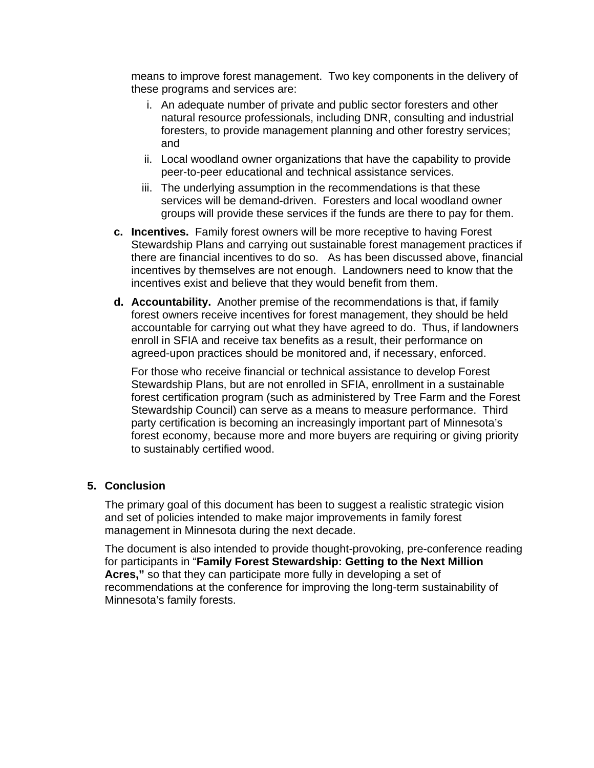means to improve forest management. Two key components in the delivery of these programs and services are:

i. An adequate number of private and public sector foresters and other natural resource professionals, including DNR, consulting and industrial foresters, to provide management planning and other forestry services; and
ii. Local woodland owner organizations that have the capability to provide peer-to-peer educational and technical assistance services.
iii. The underlying assumption in the recommendations is that these services will be demand-driven. Foresters and local woodland owner groups will provide these services if the funds are there to pay for them.

c. **Incentives.** Family forest owners will be more receptive to having Forest Stewardship Plans and carrying out sustainable forest management practices if there are financial incentives to do so. As has been discussed above, financial incentives by themselves are not enough. Landowners need to know that the incentives exist and believe that they would benefit from them.

d. **Accountability.** Another premise of the recommendations is that, if family forest owners receive incentives for forest management, they should be held accountable for carrying out what they have agreed to do. Thus, if landowners enroll in SFIA and receive tax benefits as a result, their performance on agreed-upon practices should be monitored and, if necessary, enforced.

For those who receive financial or technical assistance to develop Forest Stewardship Plans, but are not enrolled in SFIA, enrollment in a sustainable forest certification program (such as administered by Tree Farm and the Forest Stewardship Council) can serve as a means to measure performance. Third party certification is becoming an increasingly important part of Minnesota's forest economy, because more and more buyers are requiring or giving priority to sustainably certified wood.

## 5. Conclusion

The primary goal of this document has been to suggest a realistic strategic vision and set of policies intended to make major improvements in family forest management in Minnesota during the next decade.

The document is also intended to provide thought-provoking, pre-conference reading for participants in "**Family Forest Stewardship: Getting to the Next Million Acres,"** so that they can participate more fully in developing a set of recommendations at the conference for improving the long-term sustainability of Minnesota's family forests.